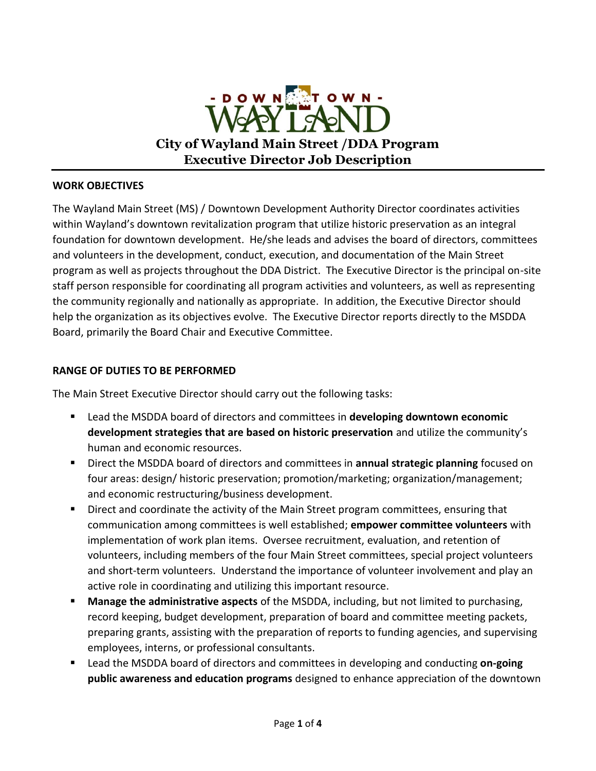# City of Wayland Main Street /DDA Program
# Executive Director Job Description

## WORK OBJECTIVES

The Wayland Main Street (MS) / Downtown Development Authority Director coordinates activities within Wayland's downtown revitalization program that utilize historic preservation as an integral foundation for downtown development. He/she leads and advises the board of directors, committees and volunteers in the development, conduct, execution, and documentation of the Main Street program as well as projects throughout the DDA District. The Executive Director is the principal on-site staff person responsible for coordinating all program activities and volunteers, as well as representing the community regionally and nationally as appropriate. In addition, the Executive Director should help the organization as its objectives evolve. The Executive Director reports directly to the MSDDA Board, primarily the Board Chair and Executive Committee.

## RANGE OF DUTIES TO BE PERFORMED

The Main Street Executive Director should carry out the following tasks:

- Lead the MSDDA board of directors and committees in **developing downtown economic development strategies that are based on historic preservation** and utilize the community's human and economic resources.
- Direct the MSDDA board of directors and committees in **annual strategic planning** focused on four areas: design/ historic preservation; promotion/marketing; organization/management; and economic restructuring/business development.
- Direct and coordinate the activity of the Main Street program committees, ensuring that communication among committees is well established; **empower committee volunteers** with implementation of work plan items. Oversee recruitment, evaluation, and retention of volunteers, including members of the four Main Street committees, special project volunteers and short-term volunteers. Understand the importance of volunteer involvement and play an active role in coordinating and utilizing this important resource.
- **Manage the administrative aspects** of the MSDDA, including, but not limited to purchasing, record keeping, budget development, preparation of board and committee meeting packets, preparing grants, assisting with the preparation of reports to funding agencies, and supervising employees, interns, or professional consultants.
- Lead the MSDDA board of directors and committees in developing and conducting **on-going public awareness and education programs** designed to enhance appreciation of the downtown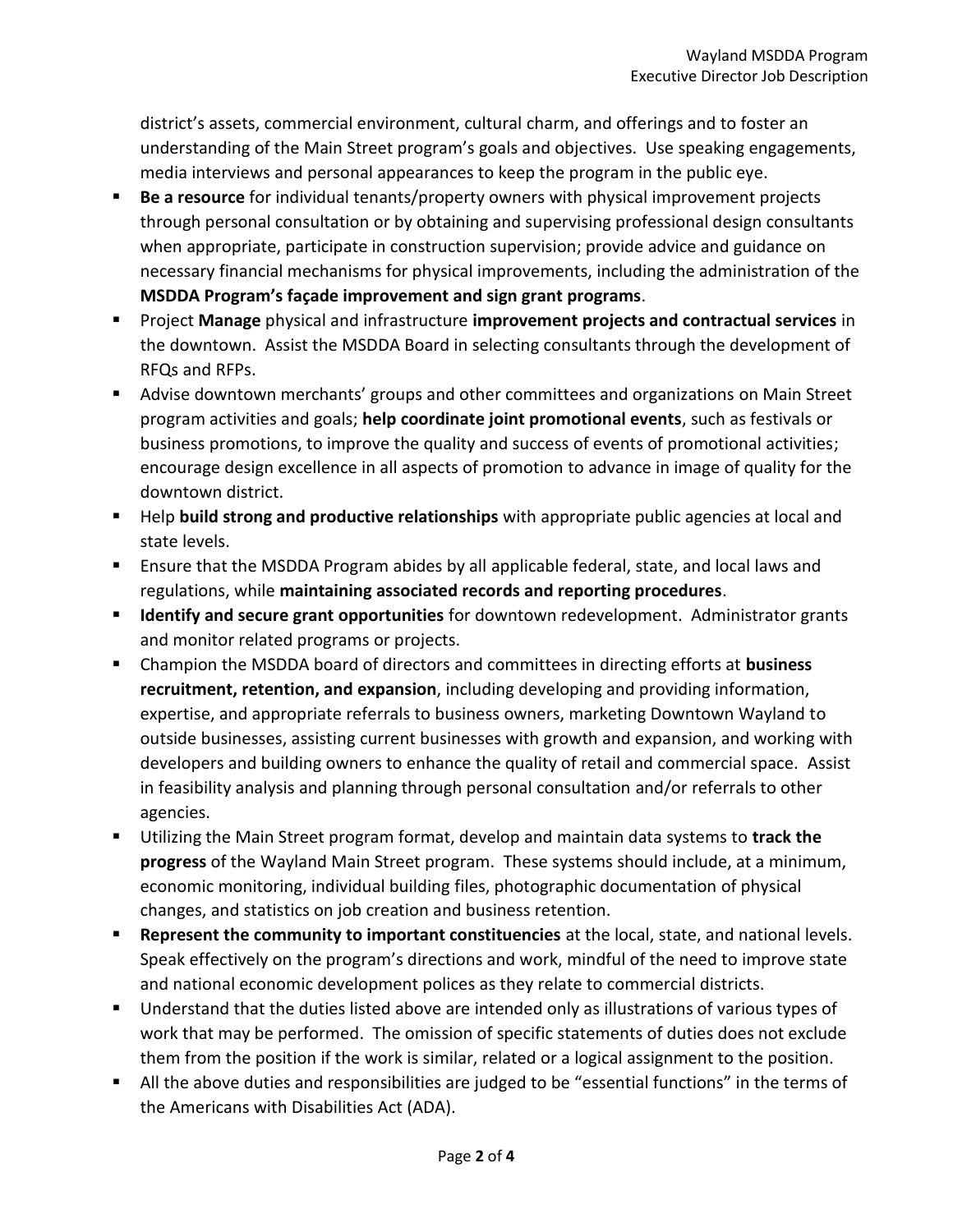district's assets, commercial environment, cultural charm, and offerings and to foster an understanding of the Main Street program's goals and objectives. Use speaking engagements, media interviews and personal appearances to keep the program in the public eye.

- **Be a resource** for individual tenants/property owners with physical improvement projects through personal consultation or by obtaining and supervising professional design consultants when appropriate, participate in construction supervision; provide advice and guidance on necessary financial mechanisms for physical improvements, including the administration of the **MSDDA Program's façade improvement and sign grant programs**.
- Project **Manage** physical and infrastructure **improvement projects and contractual services** in the downtown. Assist the MSDDA Board in selecting consultants through the development of RFQs and RFPs.
- Advise downtown merchants' groups and other committees and organizations on Main Street program activities and goals; **help coordinate joint promotional events**, such as festivals or business promotions, to improve the quality and success of events of promotional activities; encourage design excellence in all aspects of promotion to advance in image of quality for the downtown district.
- Help **build strong and productive relationships** with appropriate public agencies at local and state levels.
- Ensure that the MSDDA Program abides by all applicable federal, state, and local laws and regulations, while **maintaining associated records and reporting procedures**.
- **Identify and secure grant opportunities** for downtown redevelopment. Administrator grants and monitor related programs or projects.
- Champion the MSDDA board of directors and committees in directing efforts at **business recruitment, retention, and expansion**, including developing and providing information, expertise, and appropriate referrals to business owners, marketing Downtown Wayland to outside businesses, assisting current businesses with growth and expansion, and working with developers and building owners to enhance the quality of retail and commercial space. Assist in feasibility analysis and planning through personal consultation and/or referrals to other agencies.
- Utilizing the Main Street program format, develop and maintain data systems to **track the progress** of the Wayland Main Street program. These systems should include, at a minimum, economic monitoring, individual building files, photographic documentation of physical changes, and statistics on job creation and business retention.
- **Represent the community to important constituencies** at the local, state, and national levels. Speak effectively on the program's directions and work, mindful of the need to improve state and national economic development polices as they relate to commercial districts.
- Understand that the duties listed above are intended only as illustrations of various types of work that may be performed. The omission of specific statements of duties does not exclude them from the position if the work is similar, related or a logical assignment to the position.
- All the above duties and responsibilities are judged to be "essential functions" in the terms of the Americans with Disabilities Act (ADA).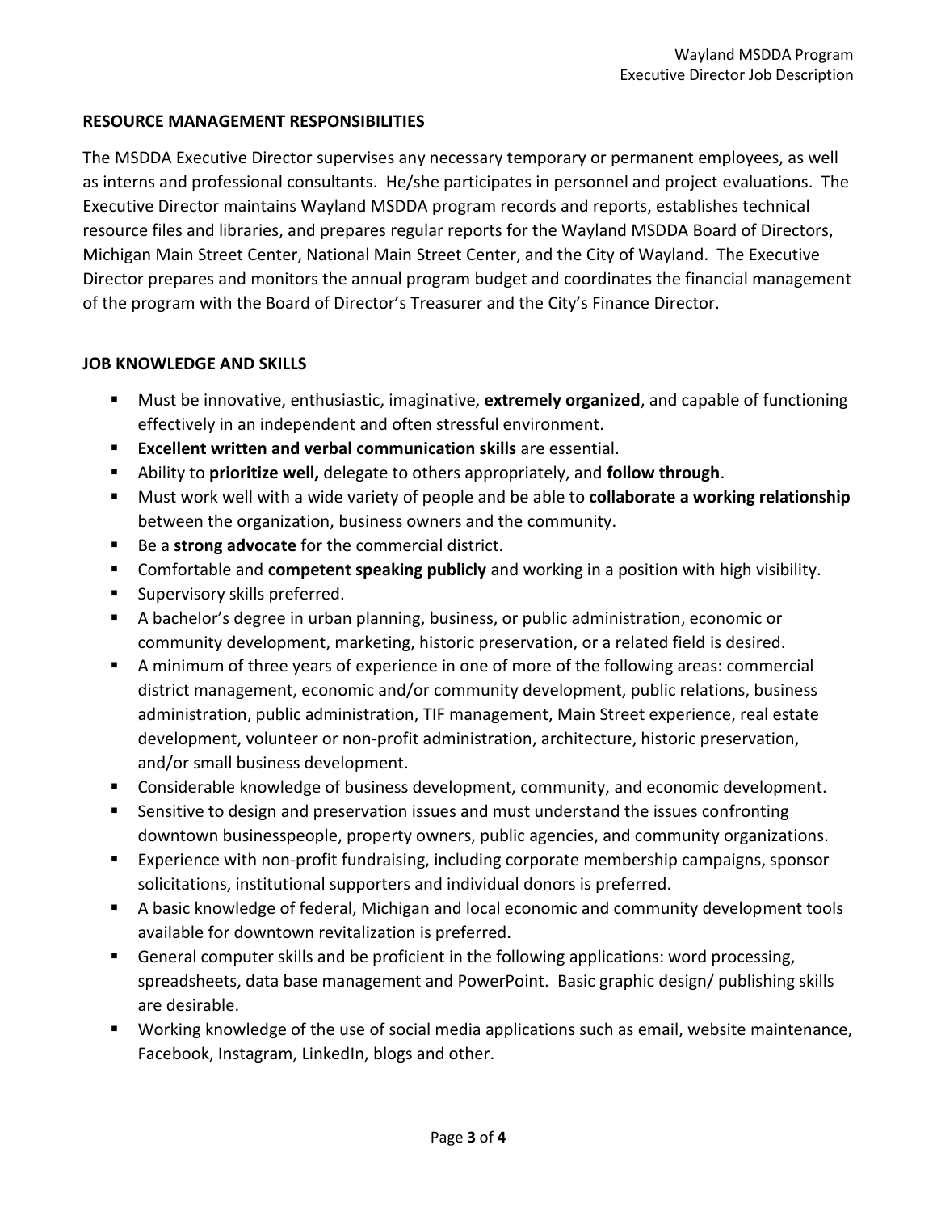## RESOURCE MANAGEMENT RESPONSIBILITIES

The MSDDA Executive Director supervises any necessary temporary or permanent employees, as well as interns and professional consultants. He/she participates in personnel and project evaluations. The Executive Director maintains Wayland MSDDA program records and reports, establishes technical resource files and libraries, and prepares regular reports for the Wayland MSDDA Board of Directors, Michigan Main Street Center, National Main Street Center, and the City of Wayland. The Executive Director prepares and monitors the annual program budget and coordinates the financial management of the program with the Board of Director's Treasurer and the City's Finance Director.

## JOB KNOWLEDGE AND SKILLS

- Must be innovative, enthusiastic, imaginative, **extremely organized**, and capable of functioning effectively in an independent and often stressful environment.
- **Excellent written and verbal communication skills** are essential.
- Ability to **prioritize well,** delegate to others appropriately, and **follow through**.
- Must work well with a wide variety of people and be able to **collaborate a working relationship** between the organization, business owners and the community.
- Be a **strong advocate** for the commercial district.
- Comfortable and **competent speaking publicly** and working in a position with high visibility.
- Supervisory skills preferred.
- A bachelor's degree in urban planning, business, or public administration, economic or community development, marketing, historic preservation, or a related field is desired.
- A minimum of three years of experience in one of more of the following areas: commercial district management, economic and/or community development, public relations, business administration, public administration, TIF management, Main Street experience, real estate development, volunteer or non-profit administration, architecture, historic preservation, and/or small business development.
- Considerable knowledge of business development, community, and economic development.
- Sensitive to design and preservation issues and must understand the issues confronting downtown businesspeople, property owners, public agencies, and community organizations.
- Experience with non-profit fundraising, including corporate membership campaigns, sponsor solicitations, institutional supporters and individual donors is preferred.
- A basic knowledge of federal, Michigan and local economic and community development tools available for downtown revitalization is preferred.
- General computer skills and be proficient in the following applications: word processing, spreadsheets, data base management and PowerPoint. Basic graphic design/ publishing skills are desirable.
- Working knowledge of the use of social media applications such as email, website maintenance, Facebook, Instagram, LinkedIn, blogs and other.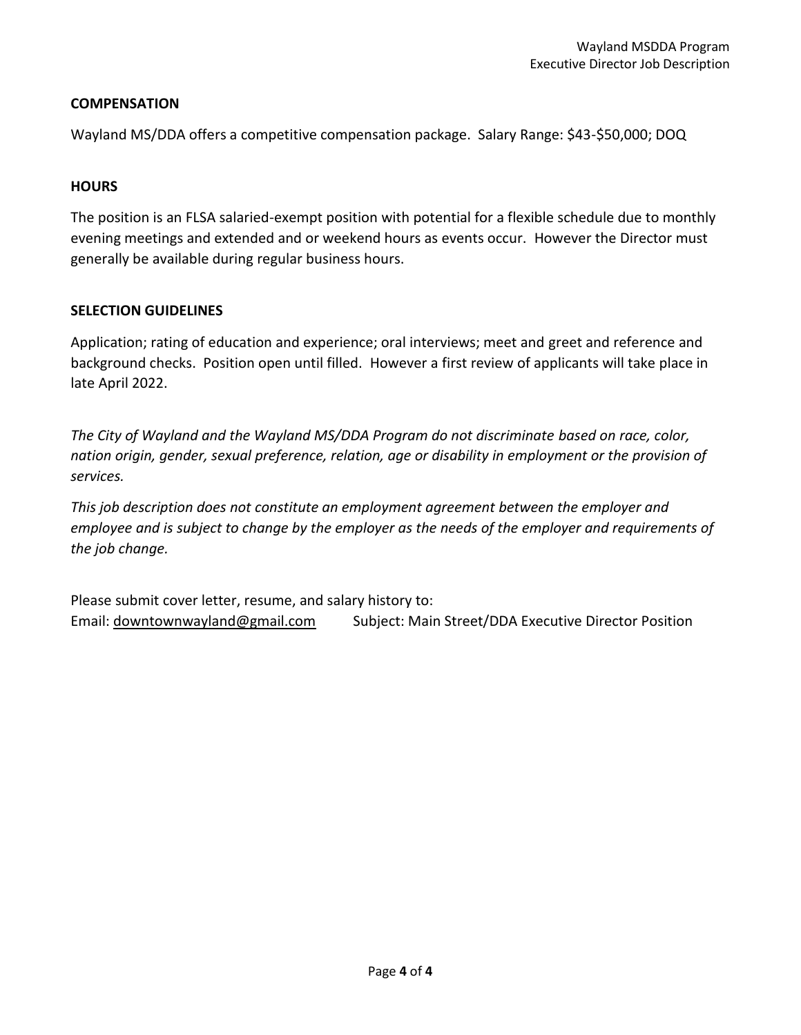## COMPENSATION

Wayland MS/DDA offers a competitive compensation package. Salary Range: $43-$50,000; DOQ

## HOURS

The position is an FLSA salaried-exempt position with potential for a flexible schedule due to monthly evening meetings and extended and or weekend hours as events occur. However the Director must generally be available during regular business hours.

## SELECTION GUIDELINES

Application; rating of education and experience; oral interviews; meet and greet and reference and background checks. Position open until filled. However a first review of applicants will take place in late April 2022.

*The City of Wayland and the Wayland MS/DDA Program do not discriminate based on race, color, nation origin, gender, sexual preference, relation, age or disability in employment or the provision of services.*

*This job description does not constitute an employment agreement between the employer and employee and is subject to change by the employer as the needs of the employer and requirements of the job change.*

Please submit cover letter, resume, and salary history to:
Email: downtownwayland@gmail.com Subject: Main Street/DDA Executive Director Position